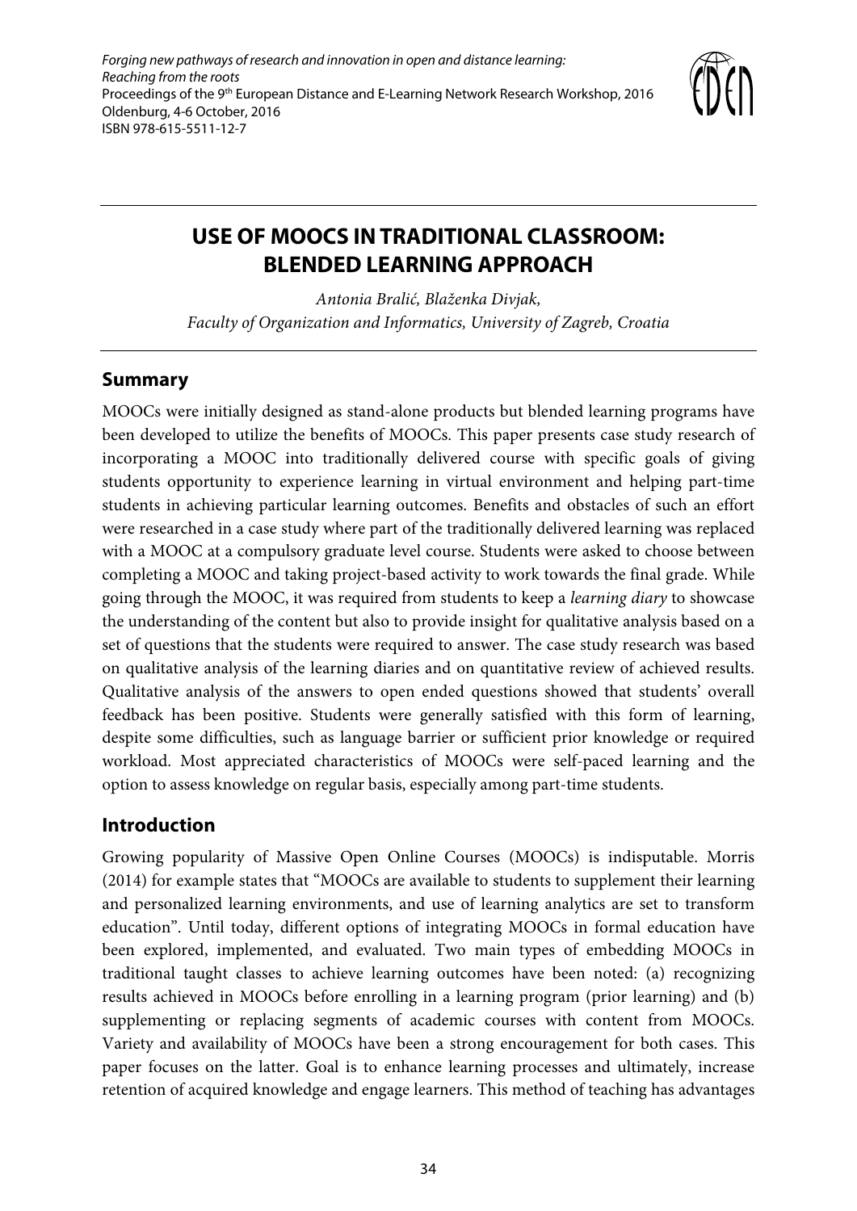*Forging new pathways of research and innovation in open and distance learning: Reaching from the roots*
Proceedings of the 9th European Distance and E-Learning Network Research Workshop, 2016
Oldenburg, 4-6 October, 2016
ISBN 978-615-5511-12-7

# USE OF MOOCS IN TRADITIONAL CLASSROOM: BLENDED LEARNING APPROACH

*Antonia Bralić, Blaženka Divjak,*
*Faculty of Organization and Informatics, University of Zagreb, Croatia*

## Summary

MOOCs were initially designed as stand-alone products but blended learning programs have been developed to utilize the benefits of MOOCs. This paper presents case study research of incorporating a MOOC into traditionally delivered course with specific goals of giving students opportunity to experience learning in virtual environment and helping part-time students in achieving particular learning outcomes. Benefits and obstacles of such an effort were researched in a case study where part of the traditionally delivered learning was replaced with a MOOC at a compulsory graduate level course. Students were asked to choose between completing a MOOC and taking project-based activity to work towards the final grade. While going through the MOOC, it was required from students to keep a *learning diary* to showcase the understanding of the content but also to provide insight for qualitative analysis based on a set of questions that the students were required to answer. The case study research was based on qualitative analysis of the learning diaries and on quantitative review of achieved results. Qualitative analysis of the answers to open ended questions showed that students' overall feedback has been positive. Students were generally satisfied with this form of learning, despite some difficulties, such as language barrier or sufficient prior knowledge or required workload. Most appreciated characteristics of MOOCs were self-paced learning and the option to assess knowledge on regular basis, especially among part-time students.

## Introduction

Growing popularity of Massive Open Online Courses (MOOCs) is indisputable. Morris (2014) for example states that "MOOCs are available to students to supplement their learning and personalized learning environments, and use of learning analytics are set to transform education". Until today, different options of integrating MOOCs in formal education have been explored, implemented, and evaluated. Two main types of embedding MOOCs in traditional taught classes to achieve learning outcomes have been noted: (a) recognizing results achieved in MOOCs before enrolling in a learning program (prior learning) and (b) supplementing or replacing segments of academic courses with content from MOOCs. Variety and availability of MOOCs have been a strong encouragement for both cases. This paper focuses on the latter. Goal is to enhance learning processes and ultimately, increase retention of acquired knowledge and engage learners. This method of teaching has advantages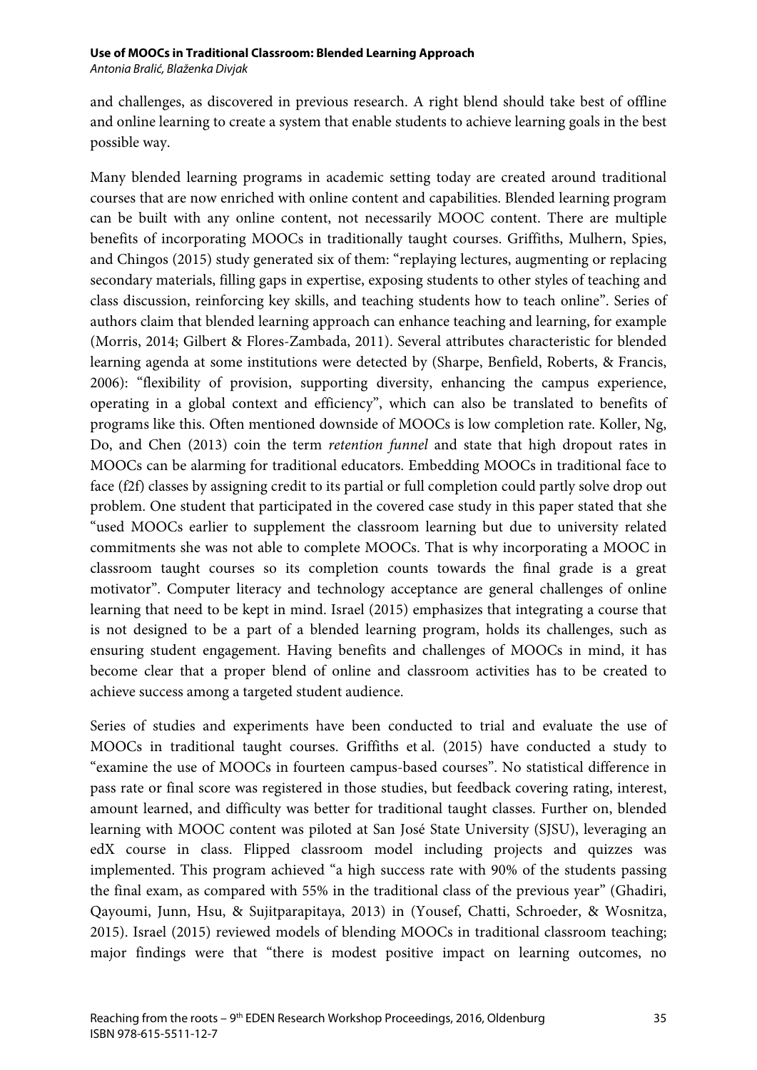and challenges, as discovered in previous research. A right blend should take best of offline and online learning to create a system that enable students to achieve learning goals in the best possible way.

Many blended learning programs in academic setting today are created around traditional courses that are now enriched with online content and capabilities. Blended learning program can be built with any online content, not necessarily MOOC content. There are multiple benefits of incorporating MOOCs in traditionally taught courses. Griffiths, Mulhern, Spies, and Chingos (2015) study generated six of them: "replaying lectures, augmenting or replacing secondary materials, filling gaps in expertise, exposing students to other styles of teaching and class discussion, reinforcing key skills, and teaching students how to teach online". Series of authors claim that blended learning approach can enhance teaching and learning, for example (Morris, 2014; Gilbert & Flores-Zambada, 2011). Several attributes characteristic for blended learning agenda at some institutions were detected by (Sharpe, Benfield, Roberts, & Francis, 2006): "flexibility of provision, supporting diversity, enhancing the campus experience, operating in a global context and efficiency", which can also be translated to benefits of programs like this. Often mentioned downside of MOOCs is low completion rate. Koller, Ng, Do, and Chen (2013) coin the term *retention funnel* and state that high dropout rates in MOOCs can be alarming for traditional educators. Embedding MOOCs in traditional face to face (f2f) classes by assigning credit to its partial or full completion could partly solve drop out problem. One student that participated in the covered case study in this paper stated that she "used MOOCs earlier to supplement the classroom learning but due to university related commitments she was not able to complete MOOCs. That is why incorporating a MOOC in classroom taught courses so its completion counts towards the final grade is a great motivator". Computer literacy and technology acceptance are general challenges of online learning that need to be kept in mind. Israel (2015) emphasizes that integrating a course that is not designed to be a part of a blended learning program, holds its challenges, such as ensuring student engagement. Having benefits and challenges of MOOCs in mind, it has become clear that a proper blend of online and classroom activities has to be created to achieve success among a targeted student audience.

Series of studies and experiments have been conducted to trial and evaluate the use of MOOCs in traditional taught courses. Griffiths et al. (2015) have conducted a study to "examine the use of MOOCs in fourteen campus-based courses". No statistical difference in pass rate or final score was registered in those studies, but feedback covering rating, interest, amount learned, and difficulty was better for traditional taught classes. Further on, blended learning with MOOC content was piloted at San José State University (SJSU), leveraging an edX course in class. Flipped classroom model including projects and quizzes was implemented. This program achieved "a high success rate with 90% of the students passing the final exam, as compared with 55% in the traditional class of the previous year" (Ghadiri, Qayoumi, Junn, Hsu, & Sujitparapitaya, 2013) in (Yousef, Chatti, Schroeder, & Wosnitza, 2015). Israel (2015) reviewed models of blending MOOCs in traditional classroom teaching; major findings were that "there is modest positive impact on learning outcomes, no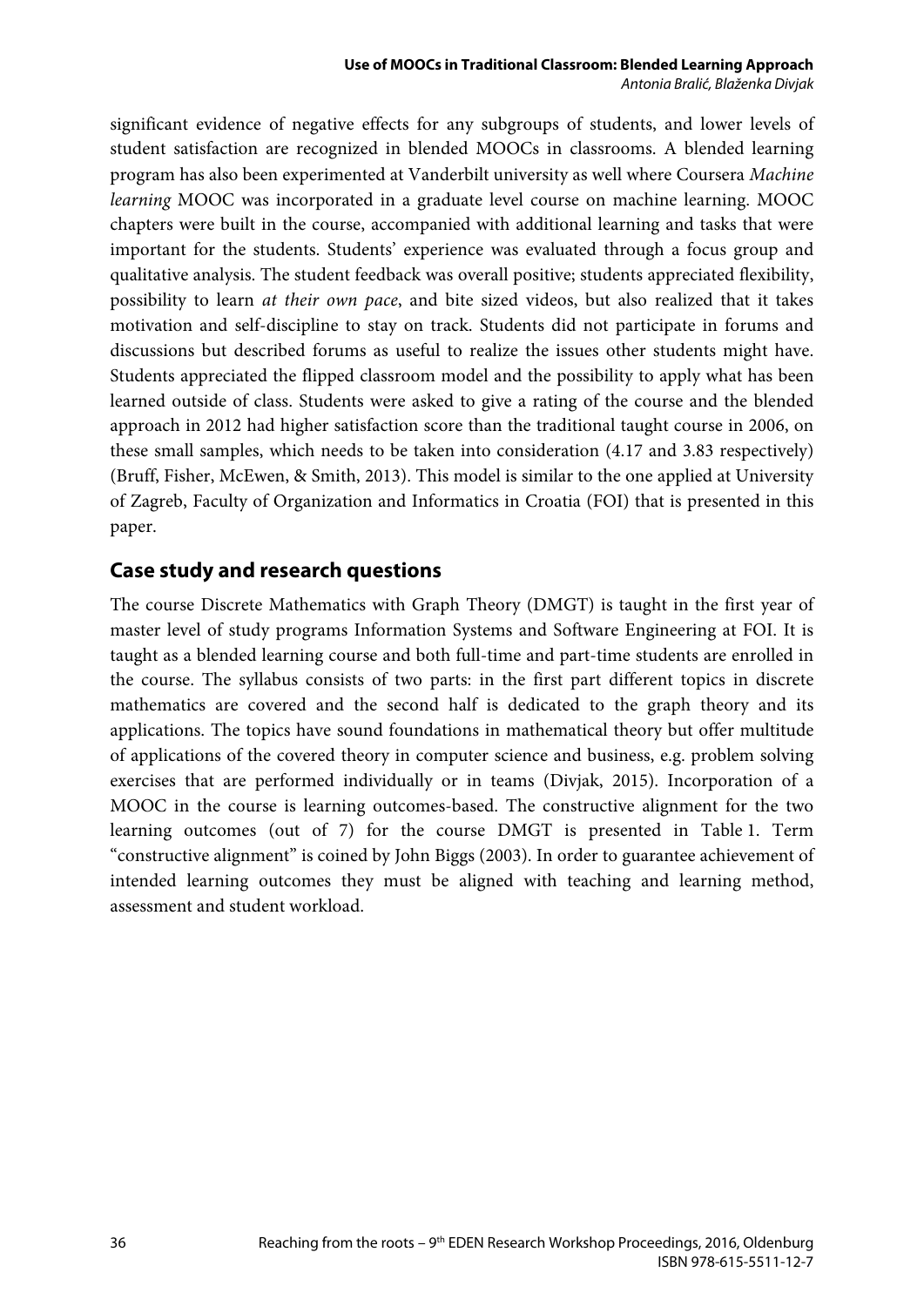significant evidence of negative effects for any subgroups of students, and lower levels of student satisfaction are recognized in blended MOOCs in classrooms. A blended learning program has also been experimented at Vanderbilt university as well where Coursera *Machine learning* MOOC was incorporated in a graduate level course on machine learning. MOOC chapters were built in the course, accompanied with additional learning and tasks that were important for the students. Students' experience was evaluated through a focus group and qualitative analysis. The student feedback was overall positive; students appreciated flexibility, possibility to learn *at their own pace*, and bite sized videos, but also realized that it takes motivation and self-discipline to stay on track. Students did not participate in forums and discussions but described forums as useful to realize the issues other students might have. Students appreciated the flipped classroom model and the possibility to apply what has been learned outside of class. Students were asked to give a rating of the course and the blended approach in 2012 had higher satisfaction score than the traditional taught course in 2006, on these small samples, which needs to be taken into consideration (4.17 and 3.83 respectively) (Bruff, Fisher, McEwen, & Smith, 2013). This model is similar to the one applied at University of Zagreb, Faculty of Organization and Informatics in Croatia (FOI) that is presented in this paper.

## Case study and research questions

The course Discrete Mathematics with Graph Theory (DMGT) is taught in the first year of master level of study programs Information Systems and Software Engineering at FOI. It is taught as a blended learning course and both full-time and part-time students are enrolled in the course. The syllabus consists of two parts: in the first part different topics in discrete mathematics are covered and the second half is dedicated to the graph theory and its applications. The topics have sound foundations in mathematical theory but offer multitude of applications of the covered theory in computer science and business, e.g. problem solving exercises that are performed individually or in teams (Divjak, 2015). Incorporation of a MOOC in the course is learning outcomes-based. The constructive alignment for the two learning outcomes (out of 7) for the course DMGT is presented in Table 1. Term "constructive alignment" is coined by John Biggs (2003). In order to guarantee achievement of intended learning outcomes they must be aligned with teaching and learning method, assessment and student workload.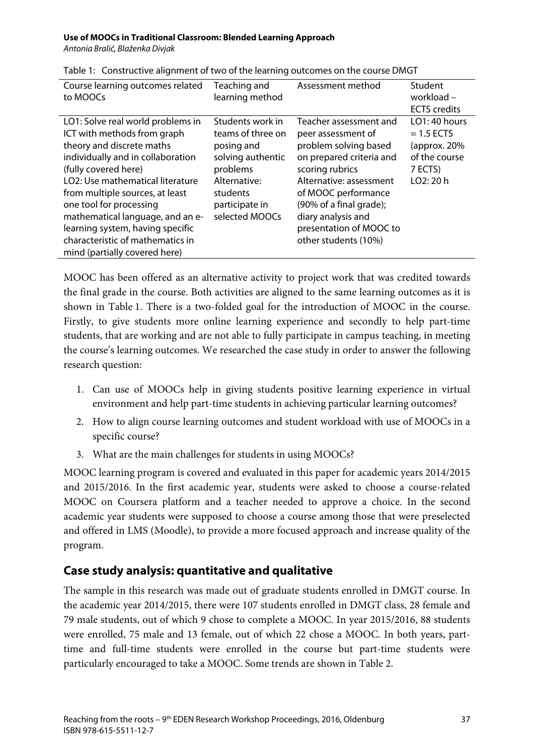Table 1: Constructive alignment of two of the learning outcomes on the course DMGT

| Course learning outcomes related to MOOCs | Teaching and learning method | Assessment method | Student workload – ECTS credits |
|---|---|---|---|
| LO1: Solve real world problems in ICT with methods from graph theory and discrete maths individually and in collaboration (fully covered here)<br>LO2: Use mathematical literature from multiple sources, at least one tool for processing mathematical language, and an e-learning system, having specific characteristic of mathematics in mind (partially covered here) | Students work in teams of three on posing and solving authentic problems<br>Alternative: students participate in selected MOOCs | Teacher assessment and peer assessment of problem solving based on prepared criteria and scoring rubrics<br>Alternative: assessment of MOOC performance (90% of a final grade); diary analysis and presentation of MOOC to other students (10%) | LO1: 40 hours = 1.5 ECTS (approx. 20% of the course 7 ECTS)<br>LO2: 20 h |

MOOC has been offered as an alternative activity to project work that was credited towards the final grade in the course. Both activities are aligned to the same learning outcomes as it is shown in Table 1. There is a two-folded goal for the introduction of MOOC in the course. Firstly, to give students more online learning experience and secondly to help part-time students, that are working and are not able to fully participate in campus teaching, in meeting the course's learning outcomes. We researched the case study in order to answer the following research question:

1. Can use of MOOCs help in giving students positive learning experience in virtual environment and help part-time students in achieving particular learning outcomes?
2. How to align course learning outcomes and student workload with use of MOOCs in a specific course?
3. What are the main challenges for students in using MOOCs?

MOOC learning program is covered and evaluated in this paper for academic years 2014/2015 and 2015/2016. In the first academic year, students were asked to choose a course-related MOOC on Coursera platform and a teacher needed to approve a choice. In the second academic year students were supposed to choose a course among those that were preselected and offered in LMS (Moodle), to provide a more focused approach and increase quality of the program.

## Case study analysis: quantitative and qualitative

The sample in this research was made out of graduate students enrolled in DMGT course. In the academic year 2014/2015, there were 107 students enrolled in DMGT class, 28 female and 79 male students, out of which 9 chose to complete a MOOC. In year 2015/2016, 88 students were enrolled, 75 male and 13 female, out of which 22 chose a MOOC. In both years, part-time and full-time students were enrolled in the course but part-time students were particularly encouraged to take a MOOC. Some trends are shown in Table 2.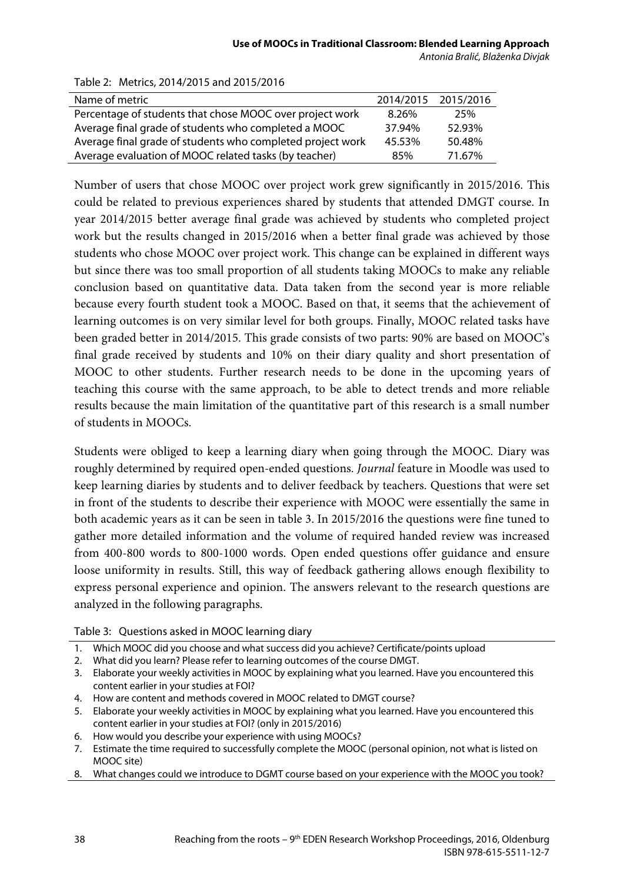Table 2: Metrics, 2014/2015 and 2015/2016

| Name of metric | 2014/2015 | 2015/2016 |
| --- | --- | --- |
| Percentage of students that chose MOOC over project work | 8.26% | 25% |
| Average final grade of students who completed a MOOC | 37.94% | 52.93% |
| Average final grade of students who completed project work | 45.53% | 50.48% |
| Average evaluation of MOOC related tasks (by teacher) | 85% | 71.67% |

Number of users that chose MOOC over project work grew significantly in 2015/2016. This could be related to previous experiences shared by students that attended DMGT course. In year 2014/2015 better average final grade was achieved by students who completed project work but the results changed in 2015/2016 when a better final grade was achieved by those students who chose MOOC over project work. This change can be explained in different ways but since there was too small proportion of all students taking MOOCs to make any reliable conclusion based on quantitative data. Data taken from the second year is more reliable because every fourth student took a MOOC. Based on that, it seems that the achievement of learning outcomes is on very similar level for both groups. Finally, MOOC related tasks have been graded better in 2014/2015. This grade consists of two parts: 90% are based on MOOC's final grade received by students and 10% on their diary quality and short presentation of MOOC to other students. Further research needs to be done in the upcoming years of teaching this course with the same approach, to be able to detect trends and more reliable results because the main limitation of the quantitative part of this research is a small number of students in MOOCs.

Students were obliged to keep a learning diary when going through the MOOC. Diary was roughly determined by required open-ended questions. *Journal* feature in Moodle was used to keep learning diaries by students and to deliver feedback by teachers. Questions that were set in front of the students to describe their experience with MOOC were essentially the same in both academic years as it can be seen in table 3. In 2015/2016 the questions were fine tuned to gather more detailed information and the volume of required handed review was increased from 400-800 words to 800-1000 words. Open ended questions offer guidance and ensure loose uniformity in results. Still, this way of feedback gathering allows enough flexibility to express personal experience and opinion. The answers relevant to the research questions are analyzed in the following paragraphs.

Table 3: Questions asked in MOOC learning diary

1. Which MOOC did you choose and what success did you achieve? Certificate/points upload
2. What did you learn? Please refer to learning outcomes of the course DMGT.
3. Elaborate your weekly activities in MOOC by explaining what you learned. Have you encountered this content earlier in your studies at FOI?
4. How are content and methods covered in MOOC related to DMGT course?
5. Elaborate your weekly activities in MOOC by explaining what you learned. Have you encountered this content earlier in your studies at FOI? (only in 2015/2016)
6. How would you describe your experience with using MOOCs?
7. Estimate the time required to successfully complete the MOOC (personal opinion, not what is listed on MOOC site)
8. What changes could we introduce to DGMT course based on your experience with the MOOC you took?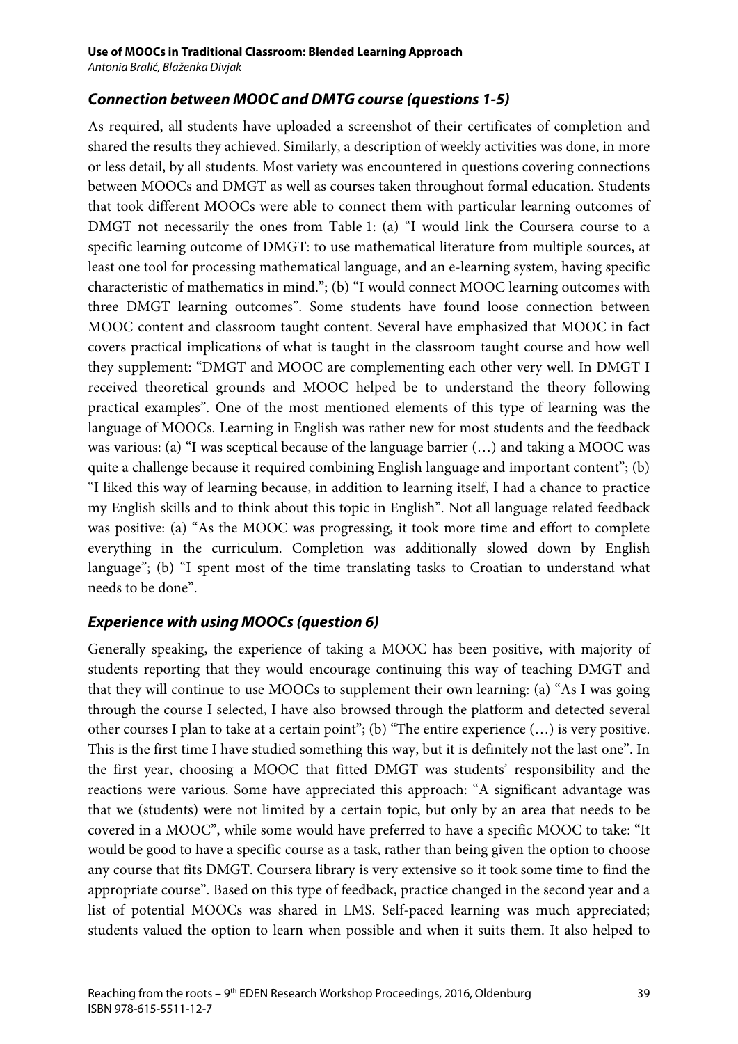### *Connection between MOOC and DMTG course (questions 1-5)*

As required, all students have uploaded a screenshot of their certificates of completion and shared the results they achieved. Similarly, a description of weekly activities was done, in more or less detail, by all students. Most variety was encountered in questions covering connections between MOOCs and DMGT as well as courses taken throughout formal education. Students that took different MOOCs were able to connect them with particular learning outcomes of DMGT not necessarily the ones from Table 1: (a) "I would link the Coursera course to a specific learning outcome of DMGT: to use mathematical literature from multiple sources, at least one tool for processing mathematical language, and an e-learning system, having specific characteristic of mathematics in mind."; (b) "I would connect MOOC learning outcomes with three DMGT learning outcomes". Some students have found loose connection between MOOC content and classroom taught content. Several have emphasized that MOOC in fact covers practical implications of what is taught in the classroom taught course and how well they supplement: "DMGT and MOOC are complementing each other very well. In DMGT I received theoretical grounds and MOOC helped be to understand the theory following practical examples". One of the most mentioned elements of this type of learning was the language of MOOCs. Learning in English was rather new for most students and the feedback was various: (a) "I was sceptical because of the language barrier (…) and taking a MOOC was quite a challenge because it required combining English language and important content"; (b) "I liked this way of learning because, in addition to learning itself, I had a chance to practice my English skills and to think about this topic in English". Not all language related feedback was positive: (a) "As the MOOC was progressing, it took more time and effort to complete everything in the curriculum. Completion was additionally slowed down by English language"; (b) "I spent most of the time translating tasks to Croatian to understand what needs to be done".

### *Experience with using MOOCs (question 6)*

Generally speaking, the experience of taking a MOOC has been positive, with majority of students reporting that they would encourage continuing this way of teaching DMGT and that they will continue to use MOOCs to supplement their own learning: (a) "As I was going through the course I selected, I have also browsed through the platform and detected several other courses I plan to take at a certain point"; (b) "The entire experience (…) is very positive. This is the first time I have studied something this way, but it is definitely not the last one". In the first year, choosing a MOOC that fitted DMGT was students' responsibility and the reactions were various. Some have appreciated this approach: "A significant advantage was that we (students) were not limited by a certain topic, but only by an area that needs to be covered in a MOOC", while some would have preferred to have a specific MOOC to take: "It would be good to have a specific course as a task, rather than being given the option to choose any course that fits DMGT. Coursera library is very extensive so it took some time to find the appropriate course". Based on this type of feedback, practice changed in the second year and a list of potential MOOCs was shared in LMS. Self-paced learning was much appreciated; students valued the option to learn when possible and when it suits them. It also helped to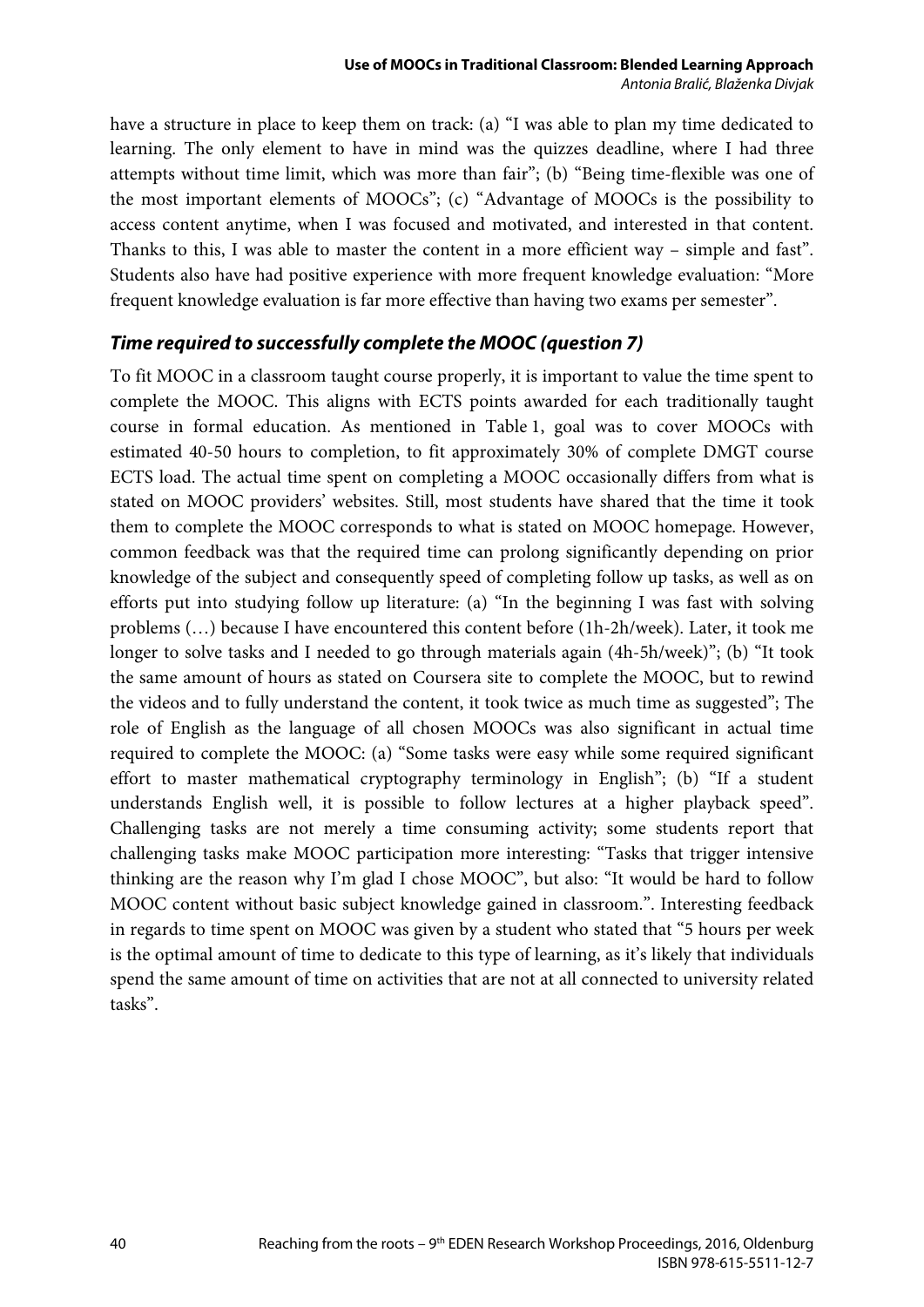have a structure in place to keep them on track: (a) "I was able to plan my time dedicated to learning. The only element to have in mind was the quizzes deadline, where I had three attempts without time limit, which was more than fair"; (b) "Being time-flexible was one of the most important elements of MOOCs"; (c) "Advantage of MOOCs is the possibility to access content anytime, when I was focused and motivated, and interested in that content. Thanks to this, I was able to master the content in a more efficient way – simple and fast". Students also have had positive experience with more frequent knowledge evaluation: "More frequent knowledge evaluation is far more effective than having two exams per semester".

### *Time required to successfully complete the MOOC (question 7)*

To fit MOOC in a classroom taught course properly, it is important to value the time spent to complete the MOOC. This aligns with ECTS points awarded for each traditionally taught course in formal education. As mentioned in Table 1, goal was to cover MOOCs with estimated 40-50 hours to completion, to fit approximately 30% of complete DMGT course ECTS load. The actual time spent on completing a MOOC occasionally differs from what is stated on MOOC providers' websites. Still, most students have shared that the time it took them to complete the MOOC corresponds to what is stated on MOOC homepage. However, common feedback was that the required time can prolong significantly depending on prior knowledge of the subject and consequently speed of completing follow up tasks, as well as on efforts put into studying follow up literature: (a) "In the beginning I was fast with solving problems (…) because I have encountered this content before (1h-2h/week). Later, it took me longer to solve tasks and I needed to go through materials again (4h-5h/week)"; (b) "It took the same amount of hours as stated on Coursera site to complete the MOOC, but to rewind the videos and to fully understand the content, it took twice as much time as suggested"; The role of English as the language of all chosen MOOCs was also significant in actual time required to complete the MOOC: (a) "Some tasks were easy while some required significant effort to master mathematical cryptography terminology in English"; (b) "If a student understands English well, it is possible to follow lectures at a higher playback speed". Challenging tasks are not merely a time consuming activity; some students report that challenging tasks make MOOC participation more interesting: "Tasks that trigger intensive thinking are the reason why I'm glad I chose MOOC", but also: "It would be hard to follow MOOC content without basic subject knowledge gained in classroom.". Interesting feedback in regards to time spent on MOOC was given by a student who stated that "5 hours per week is the optimal amount of time to dedicate to this type of learning, as it's likely that individuals spend the same amount of time on activities that are not at all connected to university related tasks".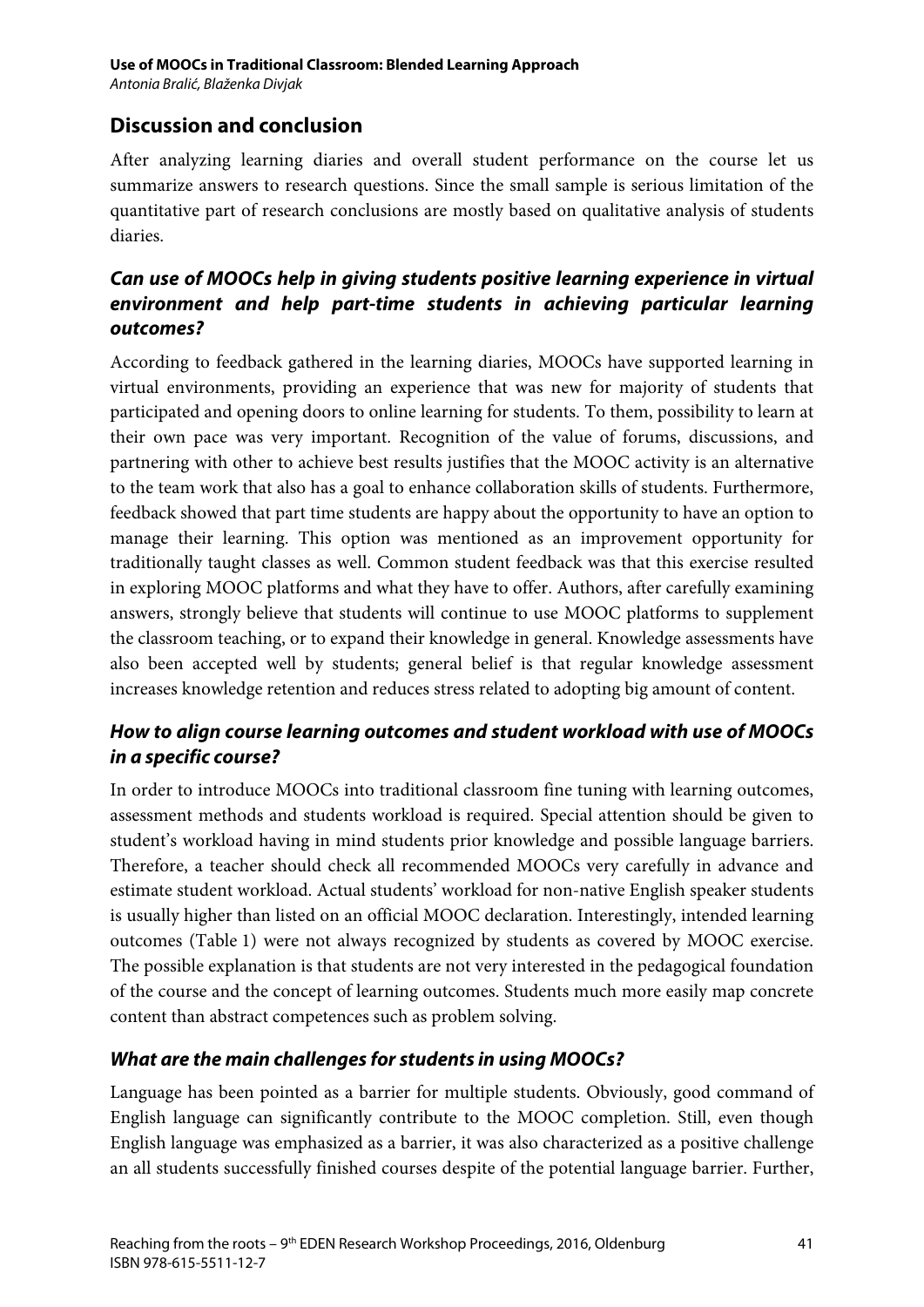## Discussion and conclusion

After analyzing learning diaries and overall student performance on the course let us summarize answers to research questions. Since the small sample is serious limitation of the quantitative part of research conclusions are mostly based on qualitative analysis of students diaries.

### *Can use of MOOCs help in giving students positive learning experience in virtual environment and help part-time students in achieving particular learning outcomes?*

According to feedback gathered in the learning diaries, MOOCs have supported learning in virtual environments, providing an experience that was new for majority of students that participated and opening doors to online learning for students. To them, possibility to learn at their own pace was very important. Recognition of the value of forums, discussions, and partnering with other to achieve best results justifies that the MOOC activity is an alternative to the team work that also has a goal to enhance collaboration skills of students. Furthermore, feedback showed that part time students are happy about the opportunity to have an option to manage their learning. This option was mentioned as an improvement opportunity for traditionally taught classes as well. Common student feedback was that this exercise resulted in exploring MOOC platforms and what they have to offer. Authors, after carefully examining answers, strongly believe that students will continue to use MOOC platforms to supplement the classroom teaching, or to expand their knowledge in general. Knowledge assessments have also been accepted well by students; general belief is that regular knowledge assessment increases knowledge retention and reduces stress related to adopting big amount of content.

### *How to align course learning outcomes and student workload with use of MOOCs in a specific course?*

In order to introduce MOOCs into traditional classroom fine tuning with learning outcomes, assessment methods and students workload is required. Special attention should be given to student's workload having in mind students prior knowledge and possible language barriers. Therefore, a teacher should check all recommended MOOCs very carefully in advance and estimate student workload. Actual students' workload for non-native English speaker students is usually higher than listed on an official MOOC declaration. Interestingly, intended learning outcomes (Table 1) were not always recognized by students as covered by MOOC exercise. The possible explanation is that students are not very interested in the pedagogical foundation of the course and the concept of learning outcomes. Students much more easily map concrete content than abstract competences such as problem solving.

### *What are the main challenges for students in using MOOCs?*

Language has been pointed as a barrier for multiple students. Obviously, good command of English language can significantly contribute to the MOOC completion. Still, even though English language was emphasized as a barrier, it was also characterized as a positive challenge an all students successfully finished courses despite of the potential language barrier. Further,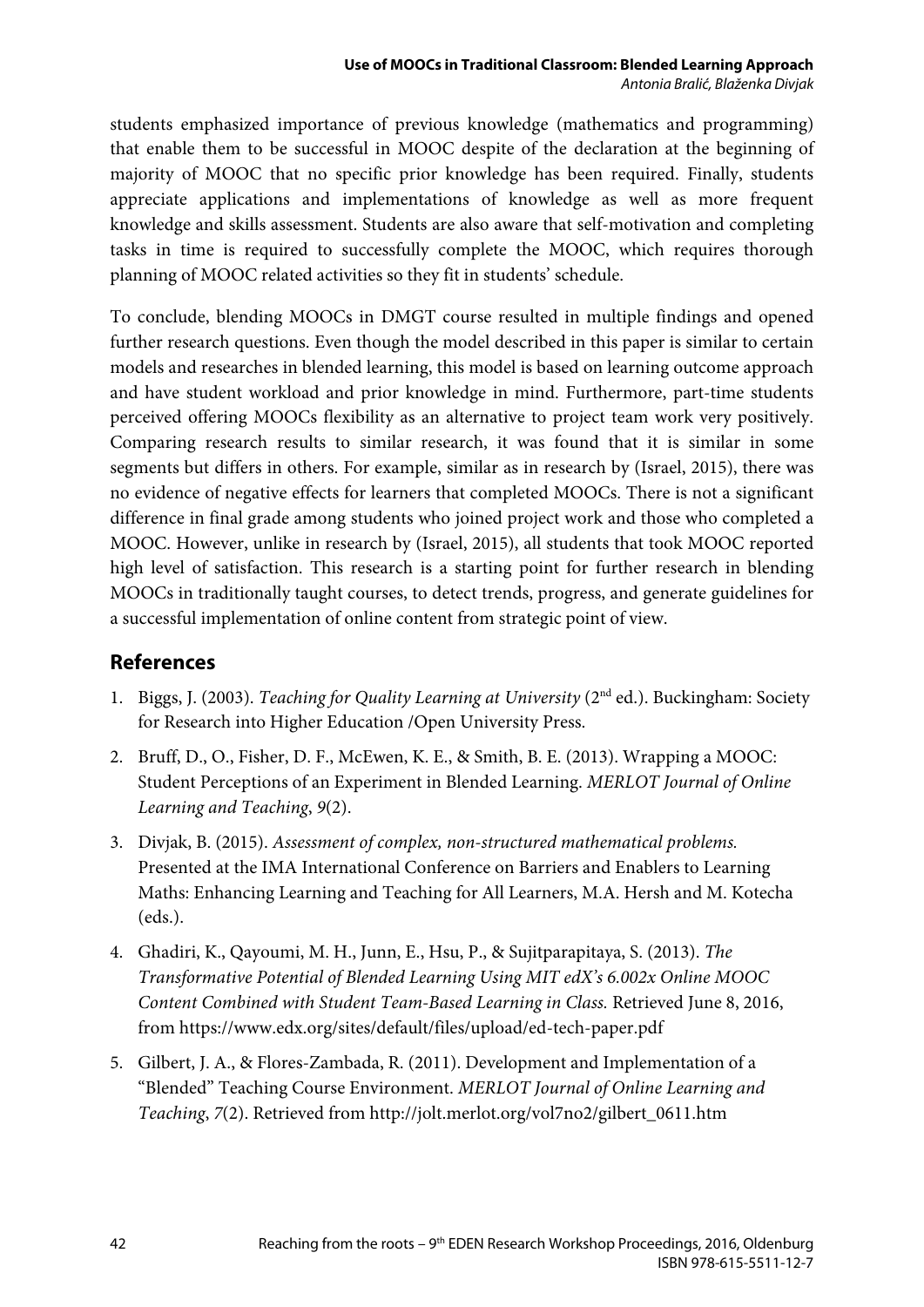students emphasized importance of previous knowledge (mathematics and programming) that enable them to be successful in MOOC despite of the declaration at the beginning of majority of MOOC that no specific prior knowledge has been required. Finally, students appreciate applications and implementations of knowledge as well as more frequent knowledge and skills assessment. Students are also aware that self-motivation and completing tasks in time is required to successfully complete the MOOC, which requires thorough planning of MOOC related activities so they fit in students' schedule.

To conclude, blending MOOCs in DMGT course resulted in multiple findings and opened further research questions. Even though the model described in this paper is similar to certain models and researches in blended learning, this model is based on learning outcome approach and have student workload and prior knowledge in mind. Furthermore, part-time students perceived offering MOOCs flexibility as an alternative to project team work very positively. Comparing research results to similar research, it was found that it is similar in some segments but differs in others. For example, similar as in research by (Israel, 2015), there was no evidence of negative effects for learners that completed MOOCs. There is not a significant difference in final grade among students who joined project work and those who completed a MOOC. However, unlike in research by (Israel, 2015), all students that took MOOC reported high level of satisfaction. This research is a starting point for further research in blending MOOCs in traditionally taught courses, to detect trends, progress, and generate guidelines for a successful implementation of online content from strategic point of view.

## References

1. Biggs, J. (2003). *Teaching for Quality Learning at University* (2nd ed.). Buckingham: Society for Research into Higher Education /Open University Press.
2. Bruff, D., O., Fisher, D. F., McEwen, K. E., & Smith, B. E. (2013). Wrapping a MOOC: Student Perceptions of an Experiment in Blended Learning. *MERLOT Journal of Online Learning and Teaching*, *9*(2).
3. Divjak, B. (2015). *Assessment of complex, non-structured mathematical problems.* Presented at the IMA International Conference on Barriers and Enablers to Learning Maths: Enhancing Learning and Teaching for All Learners, M.A. Hersh and M. Kotecha (eds.).
4. Ghadiri, K., Qayoumi, M. H., Junn, E., Hsu, P., & Sujitparapitaya, S. (2013). *The Transformative Potential of Blended Learning Using MIT edX's 6.002x Online MOOC Content Combined with Student Team-Based Learning in Class.* Retrieved June 8, 2016, from https://www.edx.org/sites/default/files/upload/ed-tech-paper.pdf
5. Gilbert, J. A., & Flores-Zambada, R. (2011). Development and Implementation of a "Blended" Teaching Course Environment. *MERLOT Journal of Online Learning and Teaching*, *7*(2). Retrieved from http://jolt.merlot.org/vol7no2/gilbert_0611.htm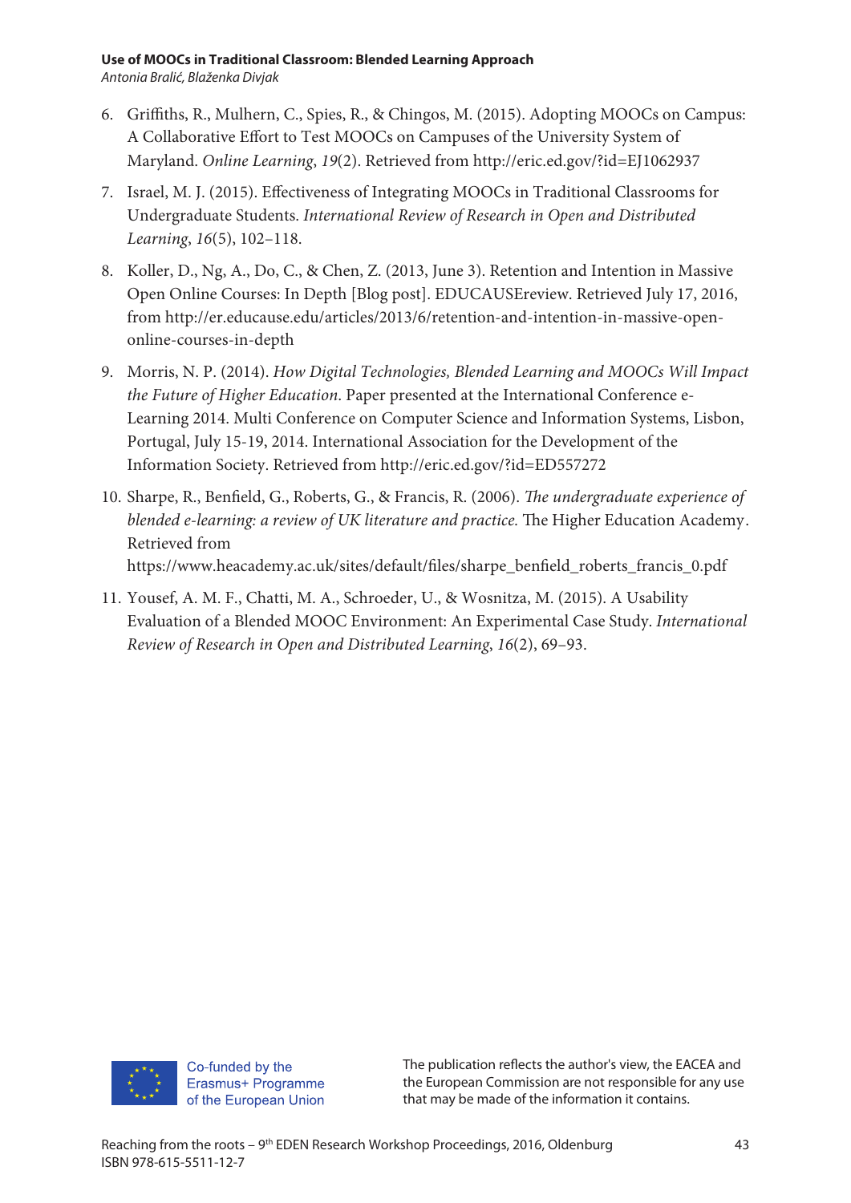6. Griffiths, R., Mulhern, C., Spies, R., & Chingos, M. (2015). Adopting MOOCs on Campus: A Collaborative Effort to Test MOOCs on Campuses of the University System of Maryland. *Online Learning*, *19*(2). Retrieved from http://eric.ed.gov/?id=EJ1062937

7. Israel, M. J. (2015). Effectiveness of Integrating MOOCs in Traditional Classrooms for Undergraduate Students. *International Review of Research in Open and Distributed Learning*, *16*(5), 102–118.

8. Koller, D., Ng, A., Do, C., & Chen, Z. (2013, June 3). Retention and Intention in Massive Open Online Courses: In Depth [Blog post]. EDUCAUSEreview. Retrieved July 17, 2016, from http://er.educause.edu/articles/2013/6/retention-and-intention-in-massive-open-online-courses-in-depth

9. Morris, N. P. (2014). *How Digital Technologies, Blended Learning and MOOCs Will Impact the Future of Higher Education*. Paper presented at the International Conference e-Learning 2014. Multi Conference on Computer Science and Information Systems, Lisbon, Portugal, July 15-19, 2014. International Association for the Development of the Information Society. Retrieved from http://eric.ed.gov/?id=ED557272

10. Sharpe, R., Benfield, G., Roberts, G., & Francis, R. (2006). *The undergraduate experience of blended e-learning: a review of UK literature and practice.* The Higher Education Academy. Retrieved from https://www.heacademy.ac.uk/sites/default/files/sharpe_benfield_roberts_francis_0.pdf

11. Yousef, A. M. F., Chatti, M. A., Schroeder, U., & Wosnitza, M. (2015). A Usability Evaluation of a Blended MOOC Environment: An Experimental Case Study. *International Review of Research in Open and Distributed Learning*, *16*(2), 69–93.

Co-funded by the Erasmus+ Programme of the European Union

The publication reflects the author's view, the EACEA and the European Commission are not responsible for any use that may be made of the information it contains.